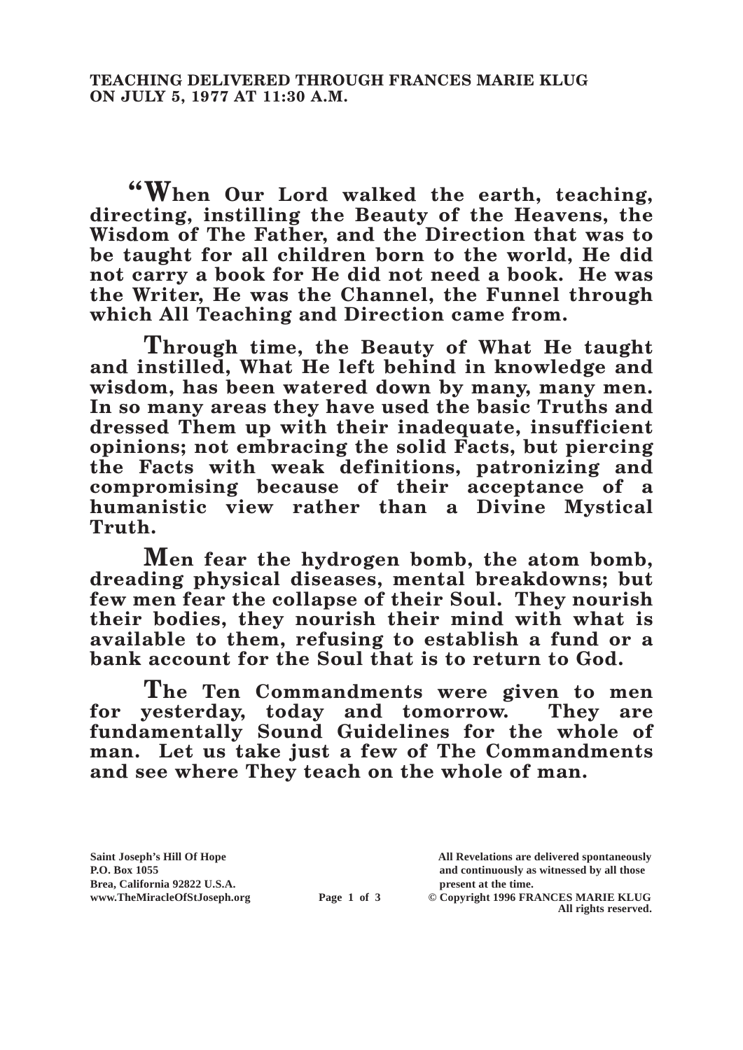**TEACHING DELIVERED THROUGH FRANCES MARIE KLUG ON JULY 5, 1977 AT 11:30 A.M.**

**"When Our Lord walked the earth, teaching, directing, instilling the Beauty of the Heavens, the Wisdom of The Father, and the Direction that was to be taught for all children born to the world, He did not carry a book for He did not need a book. He was the Writer, He was the Channel, the Funnel through which All Teaching and Direction came from.**

**Through time, the Beauty of What He taught and instilled, What He left behind in knowledge and wisdom, has been watered down by many, many men. In so many areas they have used the basic Truths and dressed Them up with their inadequate, insufficient opinions; not embracing the solid Facts, but piercing the Facts with weak definitions, patronizing and compromising because of their acceptance of a humanistic view rather than a Divine Mystical Truth.**

**Men fear the hydrogen bomb, the atom bomb, dreading physical diseases, mental breakdowns; but few men fear the collapse of their Soul. They nourish their bodies, they nourish their mind with what is available to them, refusing to establish a fund or a bank account for the Soul that is to return to God.**

**The Ten Commandments were given to men for yesterday, today and tomorrow. They are fundamentally Sound Guidelines for the whole of man. Let us take just a few of The Commandments and see where They teach on the whole of man.**

**Saint Joseph's Hill Of Hope**
**P.O. Box 1055**
**Brea, California 92822 U.S.A.**
**www.TheMiracleOfStJoseph.org**

**All Revelations are delivered spontaneously and continuously as witnessed by all those present at the time.**
**© Copyright 1996 FRANCES MARIE KLUG**
**All rights reserved.**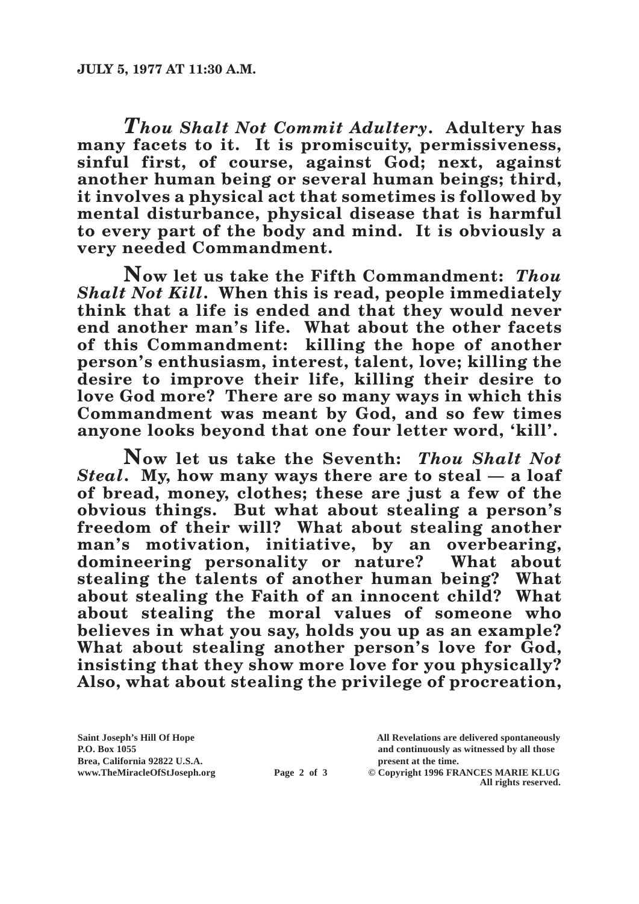**JULY 5, 1977 AT 11:30 A.M.**

***Thou Shalt Not Commit Adultery*. Adultery has many facets to it. It is promiscuity, permissiveness, sinful first, of course, against God; next, against another human being or several human beings; third, it involves a physical act that sometimes is followed by mental disturbance, physical disease that is harmful to every part of the body and mind. It is obviously a very needed Commandment.**

**Now let us take the Fifth Commandment: *Thou Shalt Not Kill*. When this is read, people immediately think that a life is ended and that they would never end another man's life. What about the other facets of this Commandment: killing the hope of another person's enthusiasm, interest, talent, love; killing the desire to improve their life, killing their desire to love God more? There are so many ways in which this Commandment was meant by God, and so few times anyone looks beyond that one four letter word, 'kill'.**

**Now let us take the Seventh: *Thou Shalt Not Steal*. My, how many ways there are to steal — a loaf of bread, money, clothes; these are just a few of the obvious things. But what about stealing a person's freedom of their will? What about stealing another man's motivation, initiative, by an overbearing, domineering personality or nature? What about stealing the talents of another human being? What about stealing the Faith of an innocent child? What about stealing the moral values of someone who believes in what you say, holds you up as an example? What about stealing another person's love for God, insisting that they show more love for you physically? Also, what about stealing the privilege of procreation,**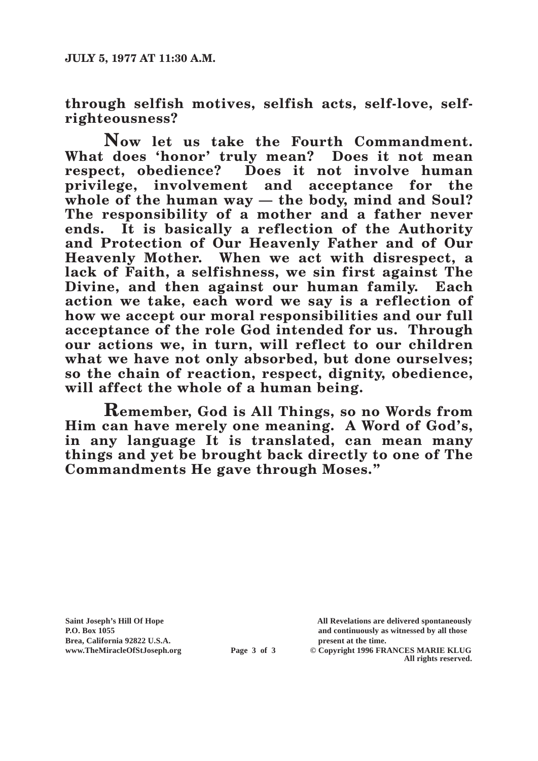**through selfish motives, selfish acts, self-love, self-righteousness?**

**Now let us take the Fourth Commandment. What does 'honor' truly mean? Does it not mean respect, obedience? Does it not involve human privilege, involvement and acceptance for the whole of the human way — the body, mind and Soul? The responsibility of a mother and a father never ends. It is basically a reflection of the Authority and Protection of Our Heavenly Father and of Our Heavenly Mother. When we act with disrespect, a lack of Faith, a selfishness, we sin first against The Divine, and then against our human family. Each action we take, each word we say is a reflection of how we accept our moral responsibilities and our full acceptance of the role God intended for us. Through our actions we, in turn, will reflect to our children what we have not only absorbed, but done ourselves; so the chain of reaction, respect, dignity, obedience, will affect the whole of a human being.**

**Remember, God is All Things, so no Words from Him can have merely one meaning. A Word of God's, in any language It is translated, can mean many things and yet be brought back directly to one of The Commandments He gave through Moses."**

Saint Joseph's Hill Of Hope
P.O. Box 1055
Brea, California 92822 U.S.A.
www.TheMiracleOfStJoseph.org

All Revelations are delivered spontaneously and continuously as witnessed by all those present at the time.
© Copyright 1996 FRANCES MARIE KLUG
All rights reserved.